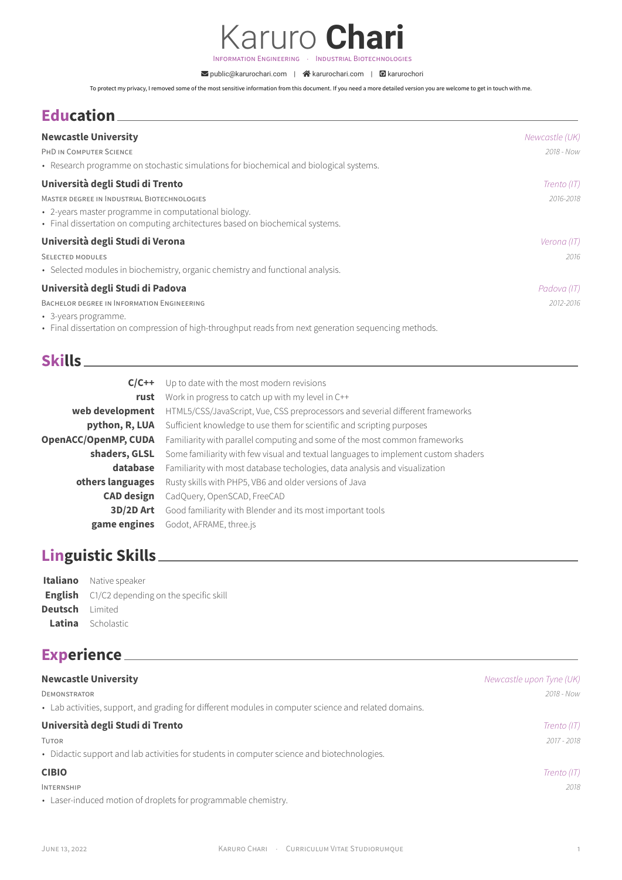# Karuro **Chari**

Information Engineering · Industrial Biotechnologies

public@karurochari.com | karurochari.com | karurochori

To protect my privacy, I removed some of the most sensitive information from this document. If you need a more detailed version you are welcome to get in touch with me.

## Education

**Newcastle University** — *Newcastle (UK)*

PhD in Computer Science — *2018 - Now*

- Research programme on stochastic simulations for biochemical and biological systems.

**Università degli Studi di Trento** — *Trento (IT)*

Master degree in Industrial Biotechnologies — *2016-2018*

- 2-years master programme in computational biology.
- Final dissertation on computing architectures based on biochemical systems.

**Università degli Studi di Verona** — *Verona (IT)*

Selected modules — *2016*

- Selected modules in biochemistry, organic chemistry and functional analysis.

**Università degli Studi di Padova** — *Padova (IT)*

Bachelor degree in Information Engineering — *2012-2016*

- 3-years programme.
- Final dissertation on compression of high-throughput reads from next generation sequencing methods.

## Skills

| | |
|---|---|
| **C/C++** | Up to date with the most modern revisions |
| **rust** | Work in progress to catch up with my level in C++ |
| **web development** | HTML5/CSS/JavaScript, Vue, CSS preprocessors and severial different frameworks |
| **python, R, LUA** | Sufficient knowledge to use them for scientific and scripting purposes |
| **OpenACC/OpenMP, CUDA** | Familiarity with parallel computing and some of the most common frameworks |
| **shaders, GLSL** | Some familiarity with few visual and textual languages to implement custom shaders |
| **database** | Familiarity with most database techologies, data analysis and visualization |
| **others languages** | Rusty skills with PHP5, VB6 and older versions of Java |
| **CAD design** | CadQuery, OpenSCAD, FreeCAD |
| **3D/2D Art** | Good familiarity with Blender and its most important tools |
| **game engines** | Godot, AFRAME, three.js |

## Linguistic Skills

| | |
|---|---|
| **Italiano** | Native speaker |
| **English** | C1/C2 depending on the specific skill |
| **Deutsch** | Limited |
| **Latina** | Scholastic |

## Experience

**Newcastle University** — *Newcastle upon Tyne (UK)*

Demonstrator — *2018 - Now*

- Lab activities, support, and grading for different modules in computer science and related domains.

**Università degli Studi di Trento** — *Trento (IT)*

Tutor — *2017 - 2018*

- Didactic support and lab activities for students in computer science and biotechnologies.

**CIBIO** — *Trento (IT)*

Internship — *2018*

- Laser-induced motion of droplets for programmable chemistry.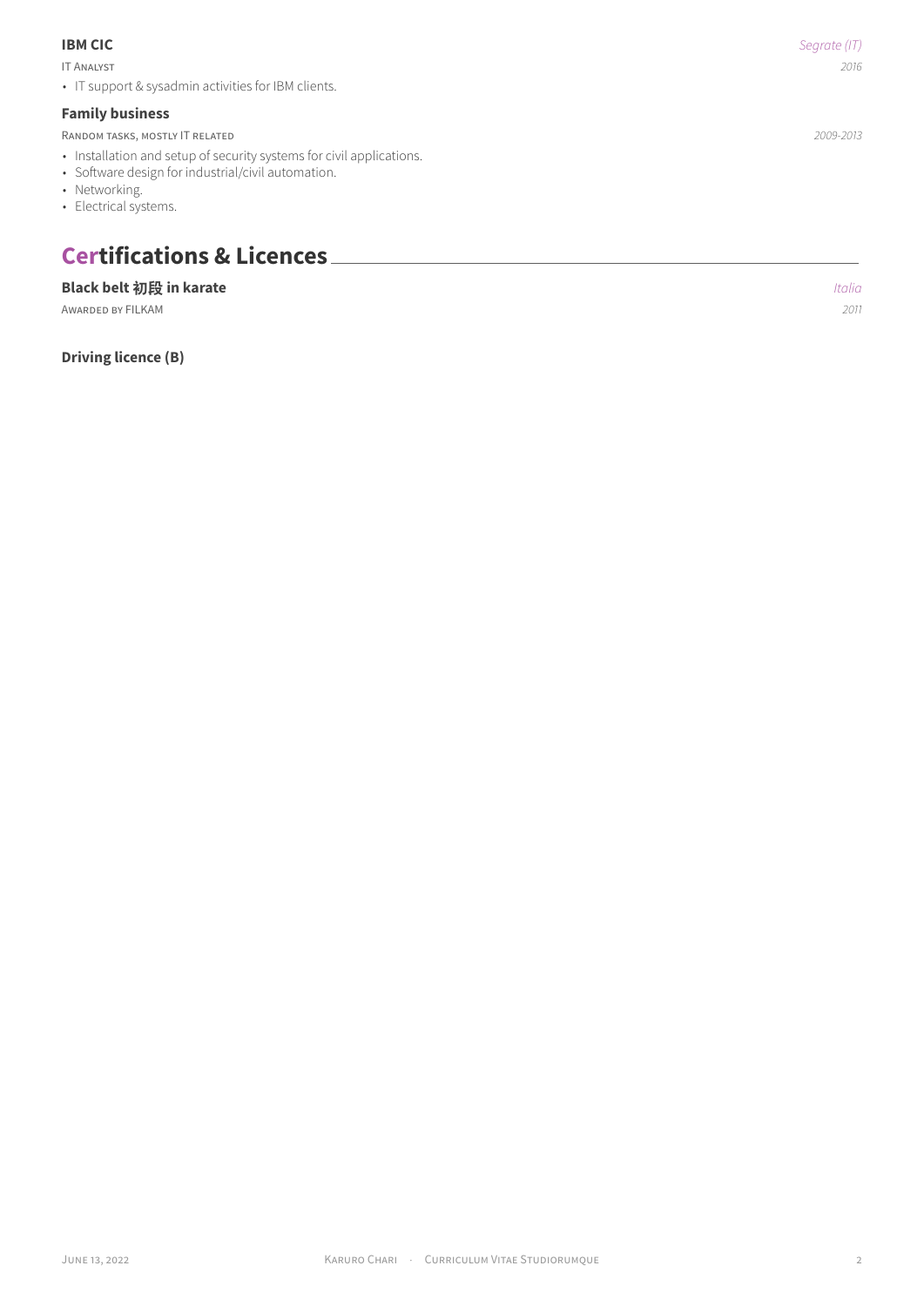**IBM CIC** *Segrate (IT)*

IT Analyst *2016*

- IT support & sysadmin activities for IBM clients.

**Family business**

Random tasks, mostly IT related *2009-2013*

- Installation and setup of security systems for civil applications.
- Software design for industrial/civil automation.
- Networking.
- Electrical systems.

## Certifications & Licences

**Black belt 初段 in karate** *Italia*

Awarded by FILKAM *2011*

**Driving licence (B)**